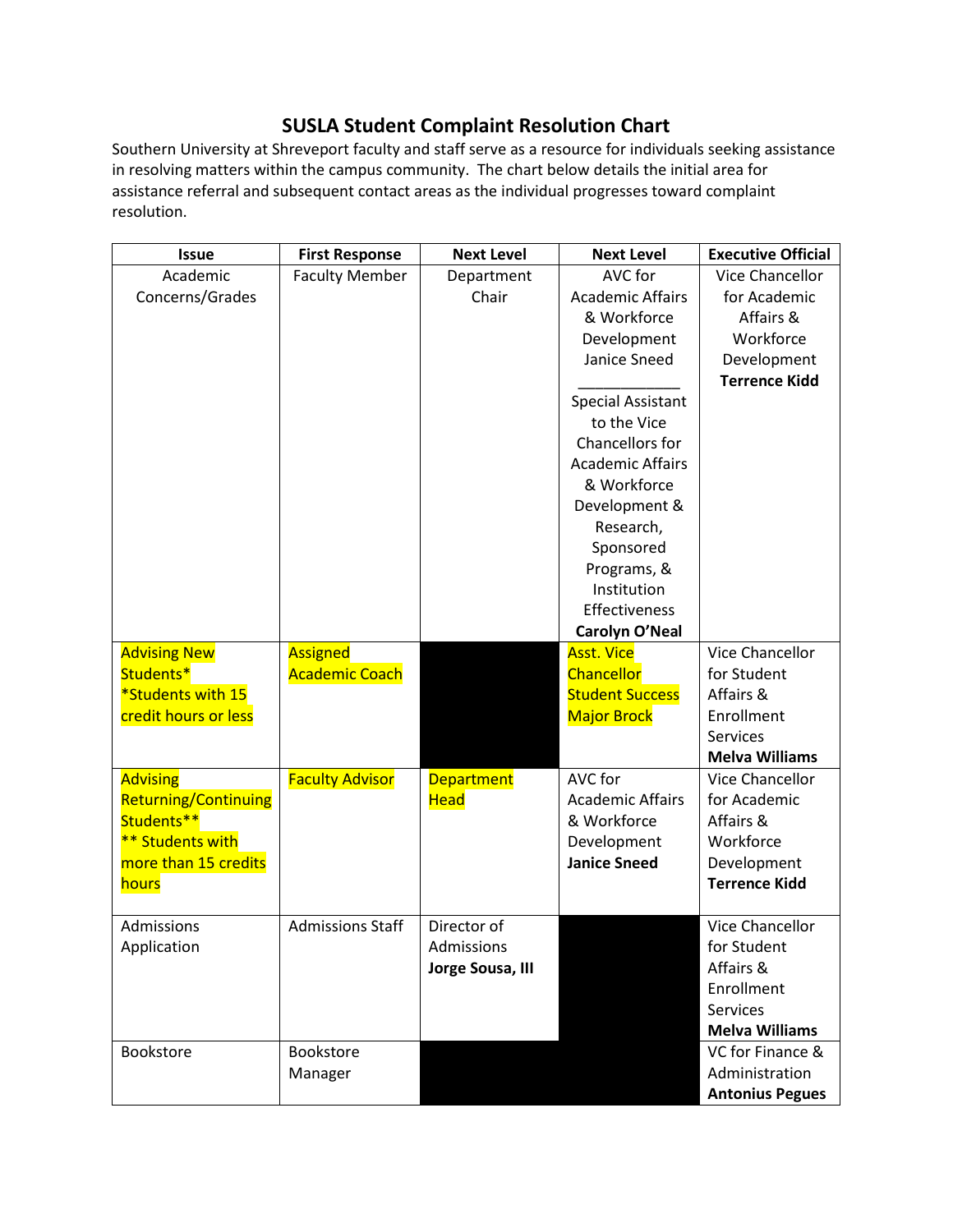# SUSLA Student Complaint Resolution Chart

Southern University at Shreveport faculty and staff serve as a resource for individuals seeking assistance in resolving matters within the campus community. The chart below details the initial area for assistance referral and subsequent contact areas as the individual progresses toward complaint resolution.

| Issue | First Response | Next Level | Next Level | Executive Official |
|---|---|---|---|---|
| Academic Concerns/Grades | Faculty Member | Department Chair | AVC for Academic Affairs & Workforce Development Janice Sneed<br>____________<br>Special Assistant to the Vice Chancellors for Academic Affairs & Workforce Development & Research, Sponsored Programs, & Institution Effectiveness **Carolyn O'Neal** | Vice Chancellor for Academic Affairs & Workforce Development **Terrence Kidd** |
| Advising New Students* *Students with 15 credit hours or less | Assigned Academic Coach | | Asst. Vice Chancellor Student Success Major Brock | Vice Chancellor for Student Affairs & Enrollment Services **Melva Williams** |
| Advising Returning/Continuing Students** ** Students with more than 15 credits hours | Faculty Advisor | Department Head | AVC for Academic Affairs & Workforce Development **Janice Sneed** | Vice Chancellor for Academic Affairs & Workforce Development **Terrence Kidd** |
| Admissions Application | Admissions Staff | Director of Admissions **Jorge Sousa, III** | | Vice Chancellor for Student Affairs & Enrollment Services **Melva Williams** |
| Bookstore | Bookstore Manager | | | VC for Finance & Administration **Antonius Pegues** |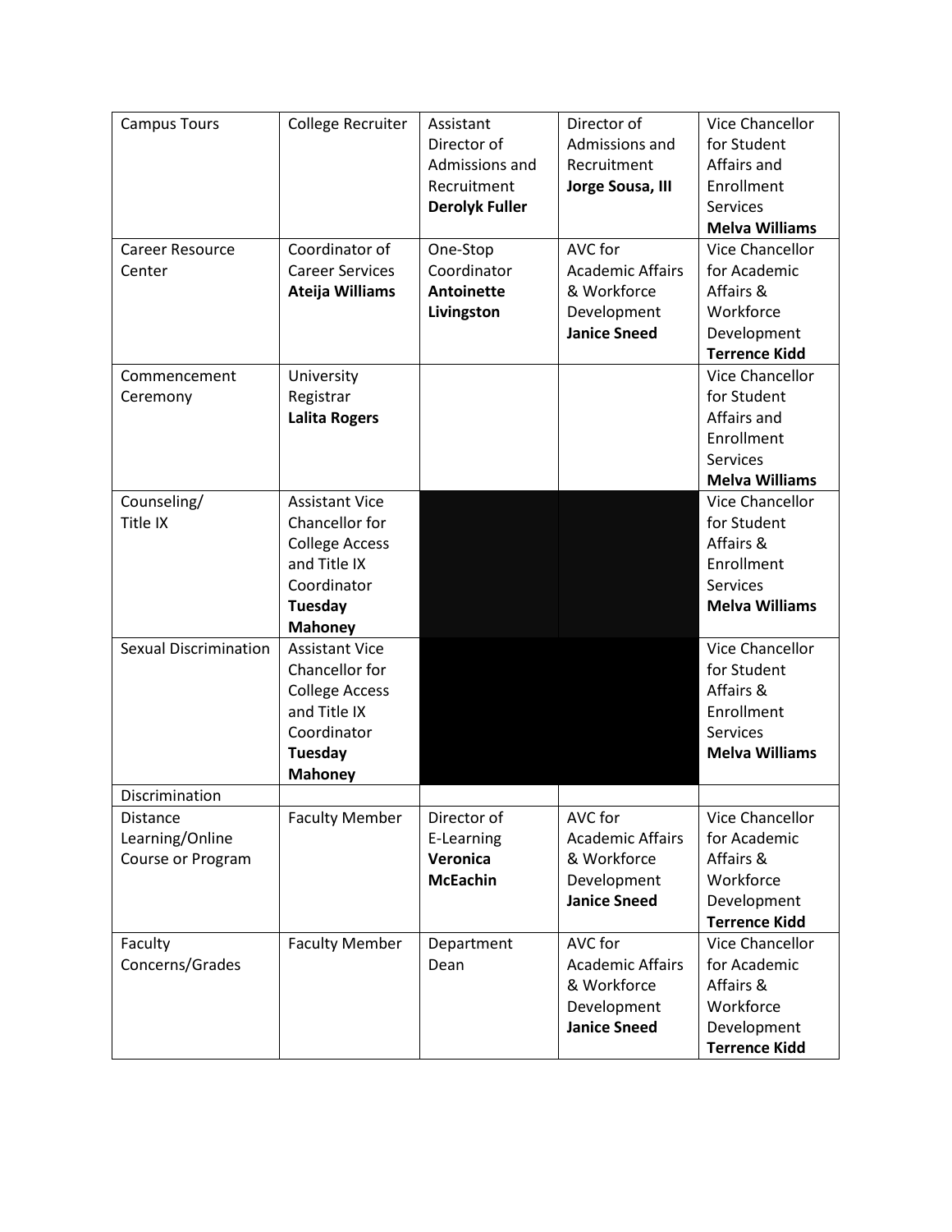| | | | | |
|---|---|---|---|---|
| Campus Tours | College Recruiter | Assistant Director of Admissions and Recruitment **Derolyk Fuller** | Director of Admissions and Recruitment **Jorge Sousa, III** | Vice Chancellor for Student Affairs and Enrollment Services **Melva Williams** |
| Career Resource Center | Coordinator of Career Services **Ateija Williams** | One-Stop Coordinator **Antoinette Livingston** | AVC for Academic Affairs & Workforce Development **Janice Sneed** | Vice Chancellor for Academic Affairs & Workforce Development **Terrence Kidd** |
| Commencement Ceremony | University Registrar **Lalita Rogers** | | | Vice Chancellor for Student Affairs and Enrollment Services **Melva Williams** |
| Counseling/ Title IX | Assistant Vice Chancellor for College Access and Title IX Coordinator **Tuesday Mahoney** | | | Vice Chancellor for Student Affairs & Enrollment Services **Melva Williams** |
| Sexual Discrimination | Assistant Vice Chancellor for College Access and Title IX Coordinator **Tuesday Mahoney** | | | Vice Chancellor for Student Affairs & Enrollment Services **Melva Williams** |
| Discrimination | | | | |
| Distance Learning/Online Course or Program | Faculty Member | Director of E-Learning **Veronica McEachin** | AVC for Academic Affairs & Workforce Development **Janice Sneed** | Vice Chancellor for Academic Affairs & Workforce Development **Terrence Kidd** |
| Faculty Concerns/Grades | Faculty Member | Department Dean | AVC for Academic Affairs & Workforce Development **Janice Sneed** | Vice Chancellor for Academic Affairs & Workforce Development **Terrence Kidd** |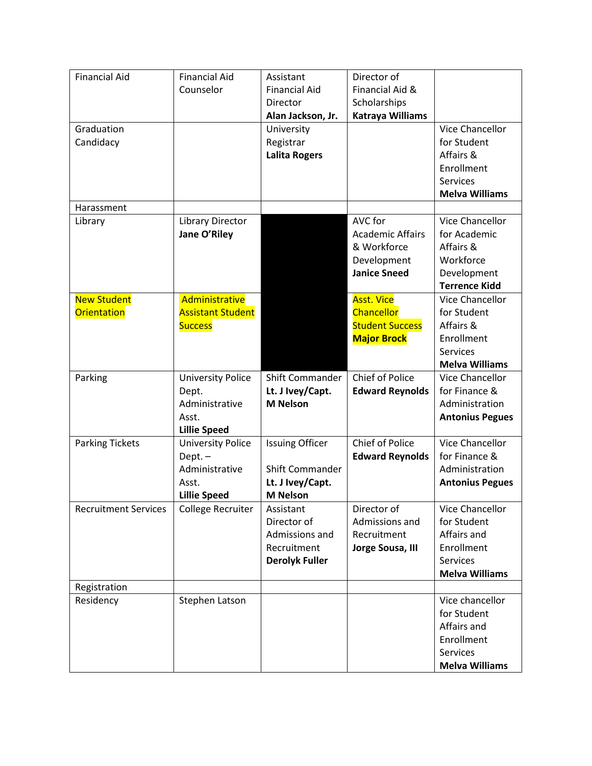| Financial Aid | Financial Aid Counselor | Assistant Financial Aid Director **Alan Jackson, Jr.** | Director of Financial Aid & Scholarships **Katraya Williams** | |
|---|---|---|---|---|
| Graduation Candidacy | | University Registrar **Lalita Rogers** | | Vice Chancellor for Student Affairs & Enrollment Services **Melva Williams** |
| Harassment | | | | |
| Library | Library Director **Jane O'Riley** | | AVC for Academic Affairs & Workforce Development **Janice Sneed** | Vice Chancellor for Academic Affairs & Workforce Development **Terrence Kidd** |
| New Student Orientation | Administrative Assistant Student Success | | Asst. Vice Chancellor Student Success **Major Brock** | Vice Chancellor for Student Affairs & Enrollment Services **Melva Williams** |
| Parking | University Police Dept. Administrative Asst. **Lillie Speed** | Shift Commander **Lt. J Ivey/Capt. M Nelson** | Chief of Police **Edward Reynolds** | Vice Chancellor for Finance & Administration **Antonius Pegues** |
| Parking Tickets | University Police Dept. – Administrative Asst. **Lillie Speed** | Issuing Officer<br><br>Shift Commander **Lt. J Ivey/Capt. M Nelson** | Chief of Police **Edward Reynolds** | Vice Chancellor for Finance & Administration **Antonius Pegues** |
| Recruitment Services | College Recruiter | Assistant Director of Admissions and Recruitment **Derolyk Fuller** | Director of Admissions and Recruitment **Jorge Sousa, III** | Vice Chancellor for Student Affairs and Enrollment Services **Melva Williams** |
| Registration | | | | |
| Residency | Stephen Latson | | | Vice chancellor for Student Affairs and Enrollment Services **Melva Williams** |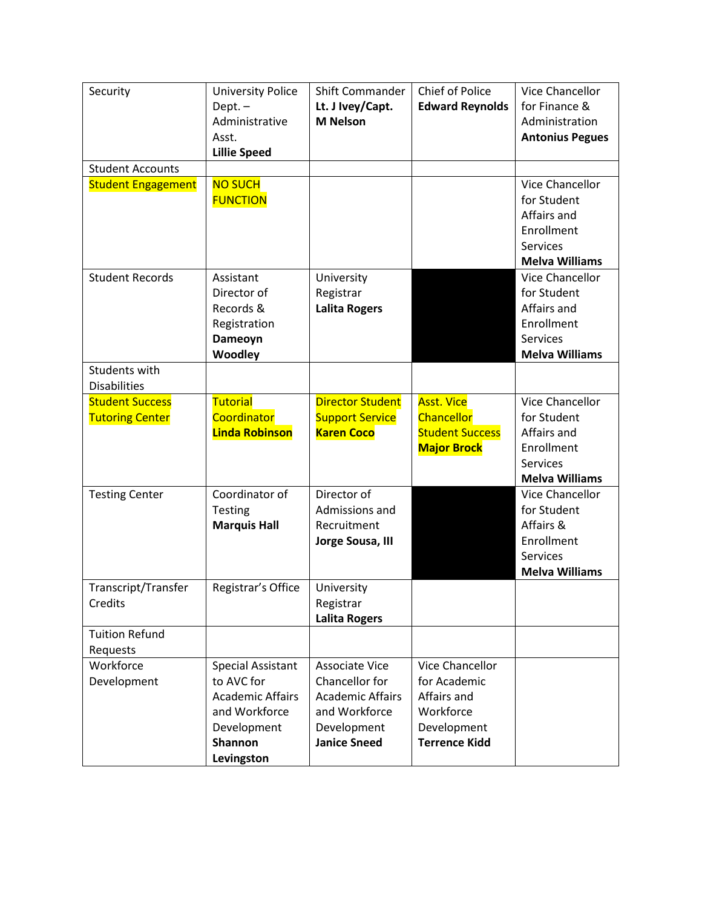| | | | | |
|---|---|---|---|---|
| Security | University Police Dept. – Administrative Asst. **Lillie Speed** | Shift Commander **Lt. J Ivey/Capt. M Nelson** | Chief of Police **Edward Reynolds** | Vice Chancellor for Finance & Administration **Antonius Pegues** |
| Student Accounts | | | | |
| Student Engagement | NO SUCH FUNCTION | | | Vice Chancellor for Student Affairs and Enrollment Services **Melva Williams** |
| Student Records | Assistant Director of Records & Registration **Dameoyn Woodley** | University Registrar **Lalita Rogers** | | Vice Chancellor for Student Affairs and Enrollment Services **Melva Williams** |
| Students with Disabilities | | | | |
| Student Success Tutoring Center | Tutorial Coordinator **Linda Robinson** | Director Student Support Service **Karen Coco** | Asst. Vice Chancellor Student Success **Major Brock** | Vice Chancellor for Student Affairs and Enrollment Services **Melva Williams** |
| Testing Center | Coordinator of Testing **Marquis Hall** | Director of Admissions and Recruitment **Jorge Sousa, III** | | Vice Chancellor for Student Affairs & Enrollment Services **Melva Williams** |
| Transcript/Transfer Credits | Registrar's Office | University Registrar **Lalita Rogers** | | |
| Tuition Refund Requests | | | | |
| Workforce Development | Special Assistant to AVC for Academic Affairs and Workforce Development **Shannon Levingston** | Associate Vice Chancellor for Academic Affairs and Workforce Development **Janice Sneed** | Vice Chancellor for Academic Affairs and Workforce Development **Terrence Kidd** | |